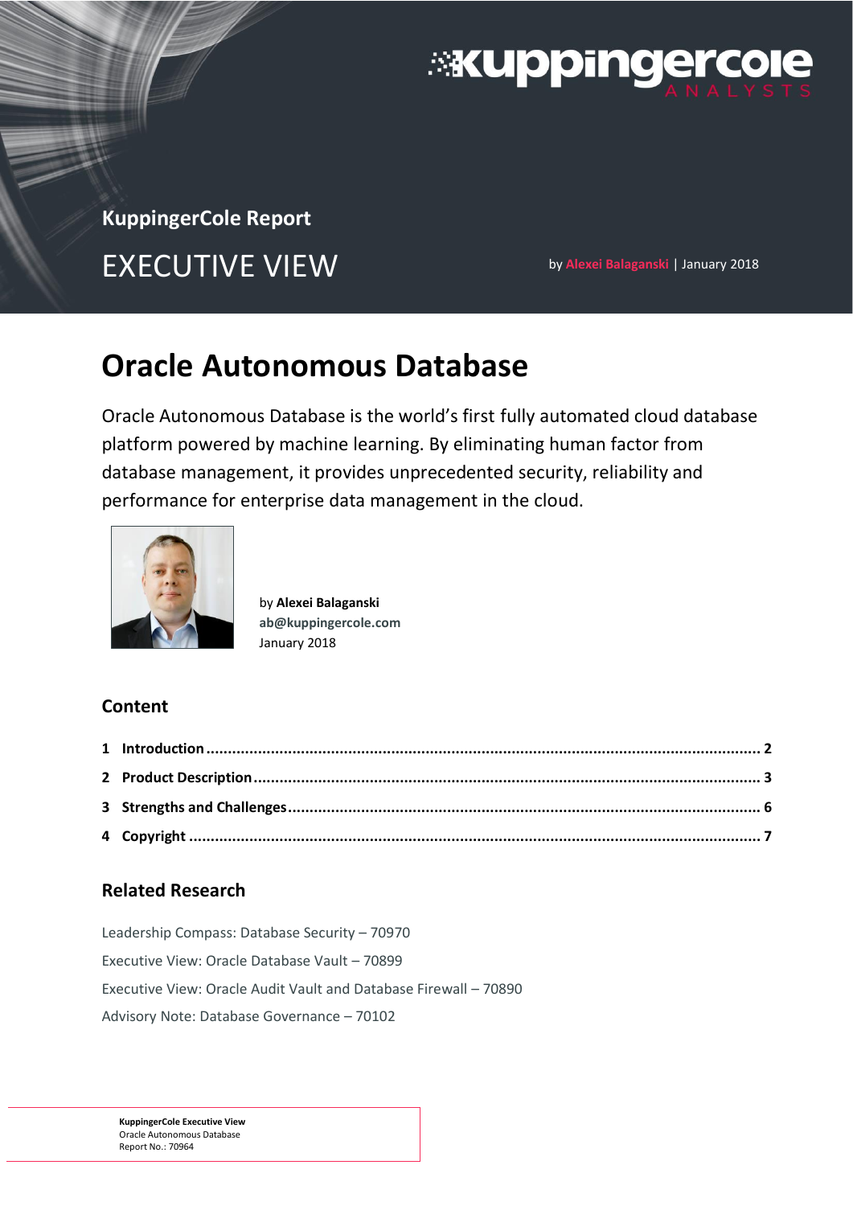**KuppingerCole Report**

# EXECUTIVE VIEW

by Alexei Balaganski | January 2018

# Oracle Autonomous Database

Oracle Autonomous Database is the world's first fully automated cloud database platform powered by machine learning. By eliminating human factor from database management, it provides unprecedented security, reliability and performance for enterprise data management in the cloud.

by **Alexei Balaganski**
**ab@kuppingercole.com**
January 2018

## Content

1 **Introduction** .................................................. 2
2 **Product Description** .................................................. 3
3 **Strengths and Challenges** .................................................. 6
4 **Copyright** .................................................. 7

## Related Research

Leadership Compass: Database Security – 70970
Executive View: Oracle Database Vault – 70899
Executive View: Oracle Audit Vault and Database Firewall – 70890
Advisory Note: Database Governance – 70102

**KuppingerCole Executive View**
Oracle Autonomous Database
Report No.: 70964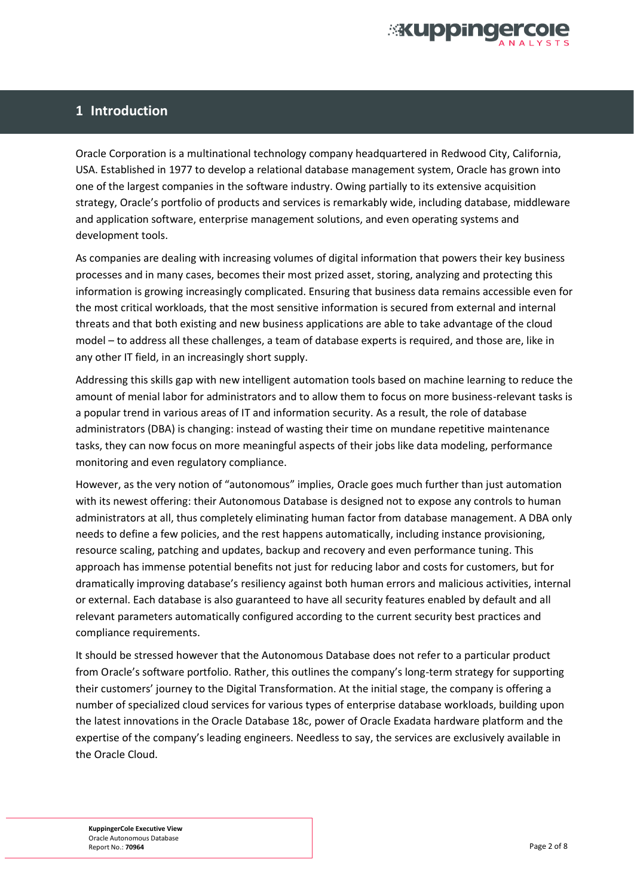# 1 Introduction

Oracle Corporation is a multinational technology company headquartered in Redwood City, California, USA. Established in 1977 to develop a relational database management system, Oracle has grown into one of the largest companies in the software industry. Owing partially to its extensive acquisition strategy, Oracle's portfolio of products and services is remarkably wide, including database, middleware and application software, enterprise management solutions, and even operating systems and development tools.

As companies are dealing with increasing volumes of digital information that powers their key business processes and in many cases, becomes their most prized asset, storing, analyzing and protecting this information is growing increasingly complicated. Ensuring that business data remains accessible even for the most critical workloads, that the most sensitive information is secured from external and internal threats and that both existing and new business applications are able to take advantage of the cloud model – to address all these challenges, a team of database experts is required, and those are, like in any other IT field, in an increasingly short supply.

Addressing this skills gap with new intelligent automation tools based on machine learning to reduce the amount of menial labor for administrators and to allow them to focus on more business-relevant tasks is a popular trend in various areas of IT and information security. As a result, the role of database administrators (DBA) is changing: instead of wasting their time on mundane repetitive maintenance tasks, they can now focus on more meaningful aspects of their jobs like data modeling, performance monitoring and even regulatory compliance.

However, as the very notion of "autonomous" implies, Oracle goes much further than just automation with its newest offering: their Autonomous Database is designed not to expose any controls to human administrators at all, thus completely eliminating human factor from database management. A DBA only needs to define a few policies, and the rest happens automatically, including instance provisioning, resource scaling, patching and updates, backup and recovery and even performance tuning. This approach has immense potential benefits not just for reducing labor and costs for customers, but for dramatically improving database's resiliency against both human errors and malicious activities, internal or external. Each database is also guaranteed to have all security features enabled by default and all relevant parameters automatically configured according to the current security best practices and compliance requirements.

It should be stressed however that the Autonomous Database does not refer to a particular product from Oracle's software portfolio. Rather, this outlines the company's long-term strategy for supporting their customers' journey to the Digital Transformation. At the initial stage, the company is offering a number of specialized cloud services for various types of enterprise database workloads, building upon the latest innovations in the Oracle Database 18c, power of Oracle Exadata hardware platform and the expertise of the company's leading engineers. Needless to say, the services are exclusively available in the Oracle Cloud.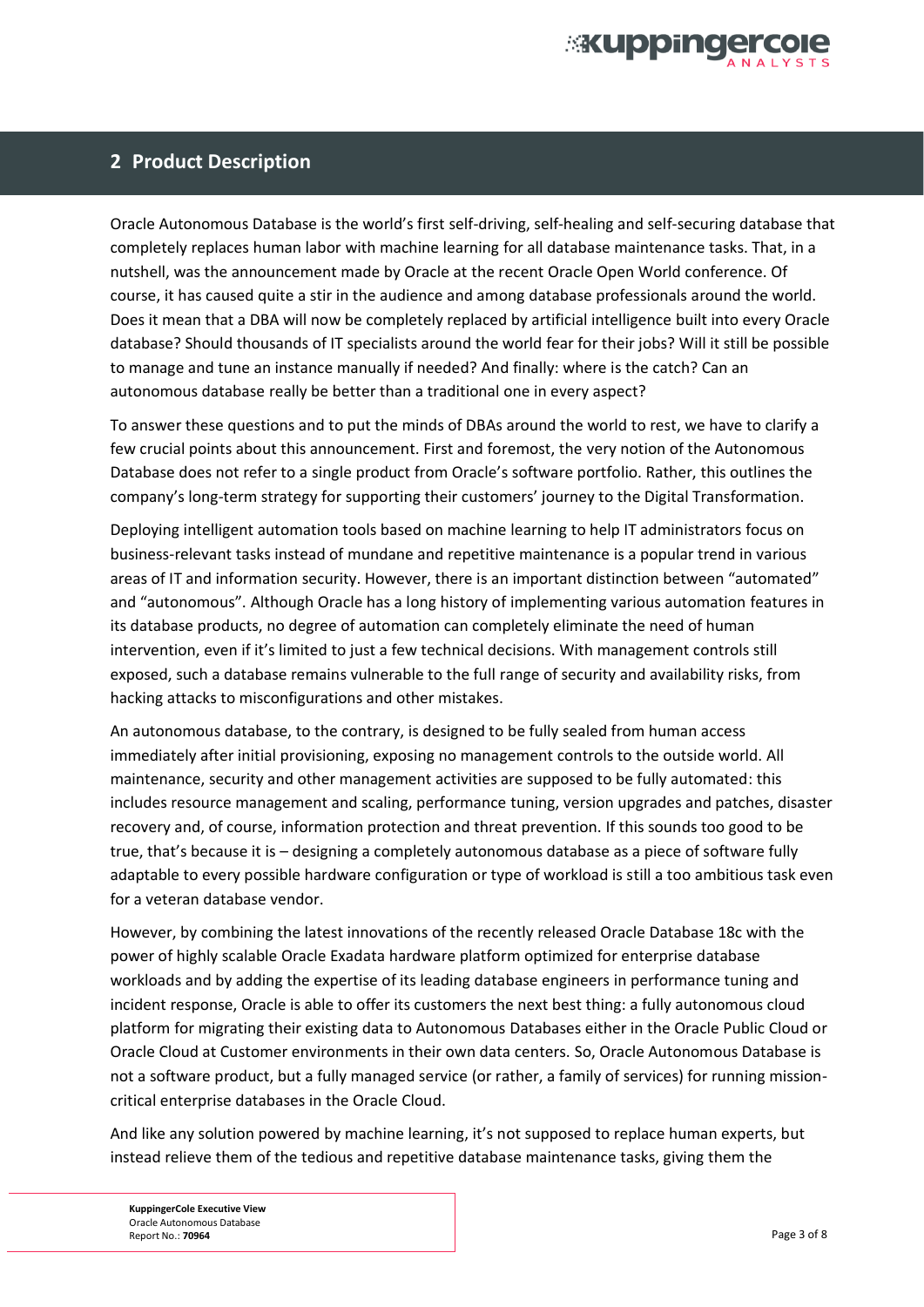## 2 Product Description

Oracle Autonomous Database is the world's first self-driving, self-healing and self-securing database that completely replaces human labor with machine learning for all database maintenance tasks. That, in a nutshell, was the announcement made by Oracle at the recent Oracle Open World conference. Of course, it has caused quite a stir in the audience and among database professionals around the world. Does it mean that a DBA will now be completely replaced by artificial intelligence built into every Oracle database? Should thousands of IT specialists around the world fear for their jobs? Will it still be possible to manage and tune an instance manually if needed? And finally: where is the catch? Can an autonomous database really be better than a traditional one in every aspect?

To answer these questions and to put the minds of DBAs around the world to rest, we have to clarify a few crucial points about this announcement. First and foremost, the very notion of the Autonomous Database does not refer to a single product from Oracle's software portfolio. Rather, this outlines the company's long-term strategy for supporting their customers' journey to the Digital Transformation.

Deploying intelligent automation tools based on machine learning to help IT administrators focus on business-relevant tasks instead of mundane and repetitive maintenance is a popular trend in various areas of IT and information security. However, there is an important distinction between "automated" and "autonomous". Although Oracle has a long history of implementing various automation features in its database products, no degree of automation can completely eliminate the need of human intervention, even if it's limited to just a few technical decisions. With management controls still exposed, such a database remains vulnerable to the full range of security and availability risks, from hacking attacks to misconfigurations and other mistakes.

An autonomous database, to the contrary, is designed to be fully sealed from human access immediately after initial provisioning, exposing no management controls to the outside world. All maintenance, security and other management activities are supposed to be fully automated: this includes resource management and scaling, performance tuning, version upgrades and patches, disaster recovery and, of course, information protection and threat prevention. If this sounds too good to be true, that's because it is – designing a completely autonomous database as a piece of software fully adaptable to every possible hardware configuration or type of workload is still a too ambitious task even for a veteran database vendor.

However, by combining the latest innovations of the recently released Oracle Database 18c with the power of highly scalable Oracle Exadata hardware platform optimized for enterprise database workloads and by adding the expertise of its leading database engineers in performance tuning and incident response, Oracle is able to offer its customers the next best thing: a fully autonomous cloud platform for migrating their existing data to Autonomous Databases either in the Oracle Public Cloud or Oracle Cloud at Customer environments in their own data centers. So, Oracle Autonomous Database is not a software product, but a fully managed service (or rather, a family of services) for running mission-critical enterprise databases in the Oracle Cloud.

And like any solution powered by machine learning, it's not supposed to replace human experts, but instead relieve them of the tedious and repetitive database maintenance tasks, giving them the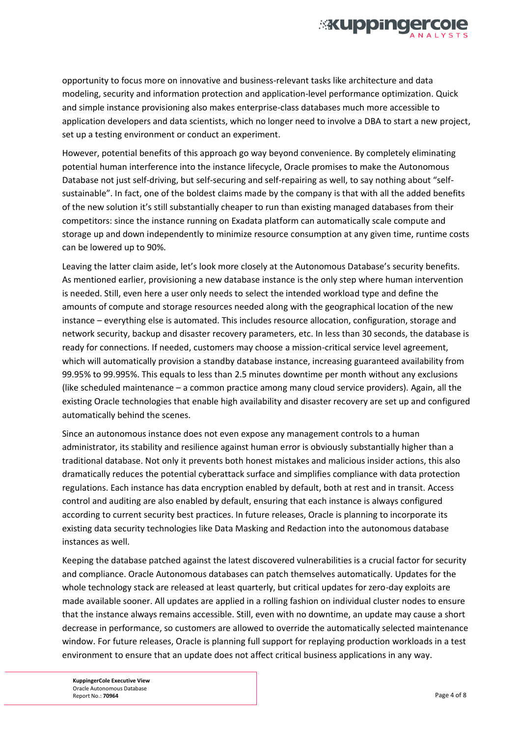opportunity to focus more on innovative and business-relevant tasks like architecture and data modeling, security and information protection and application-level performance optimization. Quick and simple instance provisioning also makes enterprise-class databases much more accessible to application developers and data scientists, which no longer need to involve a DBA to start a new project, set up a testing environment or conduct an experiment.

However, potential benefits of this approach go way beyond convenience. By completely eliminating potential human interference into the instance lifecycle, Oracle promises to make the Autonomous Database not just self-driving, but self-securing and self-repairing as well, to say nothing about "self-sustainable". In fact, one of the boldest claims made by the company is that with all the added benefits of the new solution it's still substantially cheaper to run than existing managed databases from their competitors: since the instance running on Exadata platform can automatically scale compute and storage up and down independently to minimize resource consumption at any given time, runtime costs can be lowered up to 90%.

Leaving the latter claim aside, let's look more closely at the Autonomous Database's security benefits. As mentioned earlier, provisioning a new database instance is the only step where human intervention is needed. Still, even here a user only needs to select the intended workload type and define the amounts of compute and storage resources needed along with the geographical location of the new instance – everything else is automated. This includes resource allocation, configuration, storage and network security, backup and disaster recovery parameters, etc. In less than 30 seconds, the database is ready for connections. If needed, customers may choose a mission-critical service level agreement, which will automatically provision a standby database instance, increasing guaranteed availability from 99.95% to 99.995%. This equals to less than 2.5 minutes downtime per month without any exclusions (like scheduled maintenance – a common practice among many cloud service providers). Again, all the existing Oracle technologies that enable high availability and disaster recovery are set up and configured automatically behind the scenes.

Since an autonomous instance does not even expose any management controls to a human administrator, its stability and resilience against human error is obviously substantially higher than a traditional database. Not only it prevents both honest mistakes and malicious insider actions, this also dramatically reduces the potential cyberattack surface and simplifies compliance with data protection regulations. Each instance has data encryption enabled by default, both at rest and in transit. Access control and auditing are also enabled by default, ensuring that each instance is always configured according to current security best practices. In future releases, Oracle is planning to incorporate its existing data security technologies like Data Masking and Redaction into the autonomous database instances as well.

Keeping the database patched against the latest discovered vulnerabilities is a crucial factor for security and compliance. Oracle Autonomous databases can patch themselves automatically. Updates for the whole technology stack are released at least quarterly, but critical updates for zero-day exploits are made available sooner. All updates are applied in a rolling fashion on individual cluster nodes to ensure that the instance always remains accessible. Still, even with no downtime, an update may cause a short decrease in performance, so customers are allowed to override the automatically selected maintenance window. For future releases, Oracle is planning full support for replaying production workloads in a test environment to ensure that an update does not affect critical business applications in any way.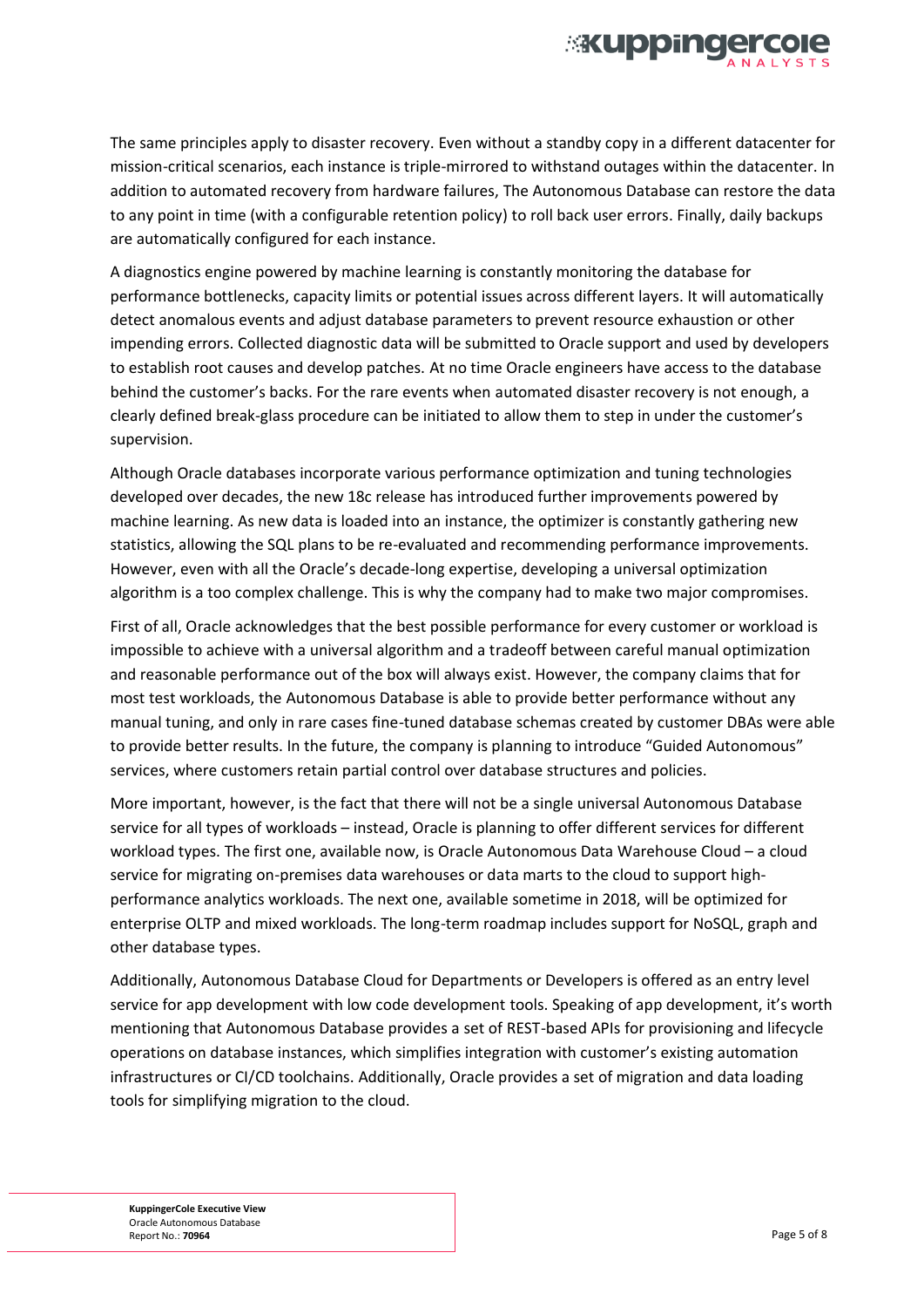The same principles apply to disaster recovery. Even without a standby copy in a different datacenter for mission-critical scenarios, each instance is triple-mirrored to withstand outages within the datacenter. In addition to automated recovery from hardware failures, The Autonomous Database can restore the data to any point in time (with a configurable retention policy) to roll back user errors. Finally, daily backups are automatically configured for each instance.

A diagnostics engine powered by machine learning is constantly monitoring the database for performance bottlenecks, capacity limits or potential issues across different layers. It will automatically detect anomalous events and adjust database parameters to prevent resource exhaustion or other impending errors. Collected diagnostic data will be submitted to Oracle support and used by developers to establish root causes and develop patches. At no time Oracle engineers have access to the database behind the customer's backs. For the rare events when automated disaster recovery is not enough, a clearly defined break-glass procedure can be initiated to allow them to step in under the customer's supervision.

Although Oracle databases incorporate various performance optimization and tuning technologies developed over decades, the new 18c release has introduced further improvements powered by machine learning. As new data is loaded into an instance, the optimizer is constantly gathering new statistics, allowing the SQL plans to be re-evaluated and recommending performance improvements. However, even with all the Oracle's decade-long expertise, developing a universal optimization algorithm is a too complex challenge. This is why the company had to make two major compromises.

First of all, Oracle acknowledges that the best possible performance for every customer or workload is impossible to achieve with a universal algorithm and a tradeoff between careful manual optimization and reasonable performance out of the box will always exist. However, the company claims that for most test workloads, the Autonomous Database is able to provide better performance without any manual tuning, and only in rare cases fine-tuned database schemas created by customer DBAs were able to provide better results. In the future, the company is planning to introduce "Guided Autonomous" services, where customers retain partial control over database structures and policies.

More important, however, is the fact that there will not be a single universal Autonomous Database service for all types of workloads – instead, Oracle is planning to offer different services for different workload types. The first one, available now, is Oracle Autonomous Data Warehouse Cloud – a cloud service for migrating on-premises data warehouses or data marts to the cloud to support high-performance analytics workloads. The next one, available sometime in 2018, will be optimized for enterprise OLTP and mixed workloads. The long-term roadmap includes support for NoSQL, graph and other database types.

Additionally, Autonomous Database Cloud for Departments or Developers is offered as an entry level service for app development with low code development tools. Speaking of app development, it's worth mentioning that Autonomous Database provides a set of REST-based APIs for provisioning and lifecycle operations on database instances, which simplifies integration with customer's existing automation infrastructures or CI/CD toolchains. Additionally, Oracle provides a set of migration and data loading tools for simplifying migration to the cloud.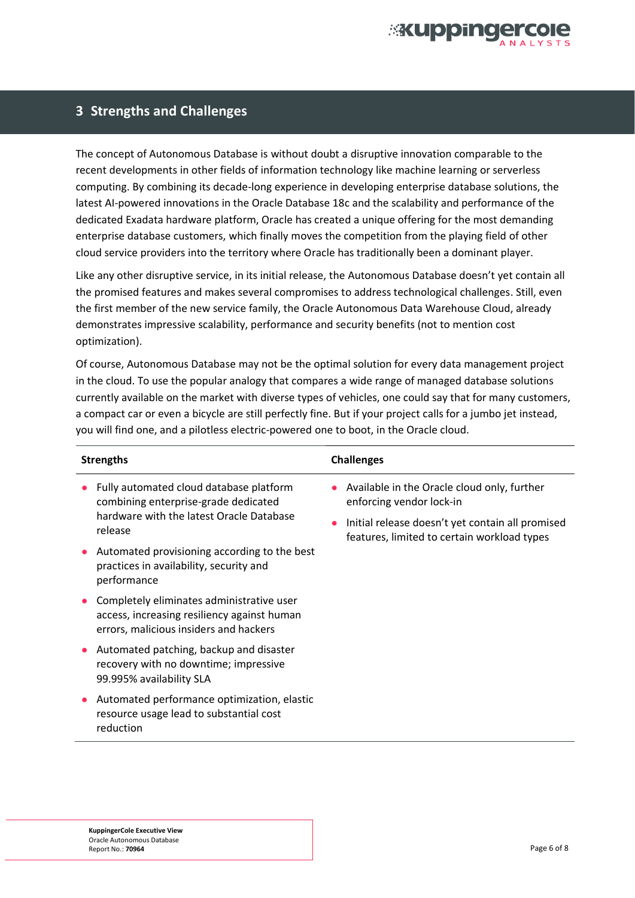# 3 Strengths and Challenges

The concept of Autonomous Database is without doubt a disruptive innovation comparable to the recent developments in other fields of information technology like machine learning or serverless computing. By combining its decade-long experience in developing enterprise database solutions, the latest AI-powered innovations in the Oracle Database 18c and the scalability and performance of the dedicated Exadata hardware platform, Oracle has created a unique offering for the most demanding enterprise database customers, which finally moves the competition from the playing field of other cloud service providers into the territory where Oracle has traditionally been a dominant player.

Like any other disruptive service, in its initial release, the Autonomous Database doesn't yet contain all the promised features and makes several compromises to address technological challenges. Still, even the first member of the new service family, the Oracle Autonomous Data Warehouse Cloud, already demonstrates impressive scalability, performance and security benefits (not to mention cost optimization).

Of course, Autonomous Database may not be the optimal solution for every data management project in the cloud. To use the popular analogy that compares a wide range of managed database solutions currently available on the market with diverse types of vehicles, one could say that for many customers, a compact car or even a bicycle are still perfectly fine. But if your project calls for a jumbo jet instead, you will find one, and a pilotless electric-powered one to boot, in the Oracle cloud.

| Strengths | Challenges |
|---|---|
| • Fully automated cloud database platform combining enterprise-grade dedicated hardware with the latest Oracle Database release<br>• Automated provisioning according to the best practices in availability, security and performance<br>• Completely eliminates administrative user access, increasing resiliency against human errors, malicious insiders and hackers<br>• Automated patching, backup and disaster recovery with no downtime; impressive 99.995% availability SLA<br>• Automated performance optimization, elastic resource usage lead to substantial cost reduction | • Available in the Oracle cloud only, further enforcing vendor lock-in<br>• Initial release doesn't yet contain all promised features, limited to certain workload types |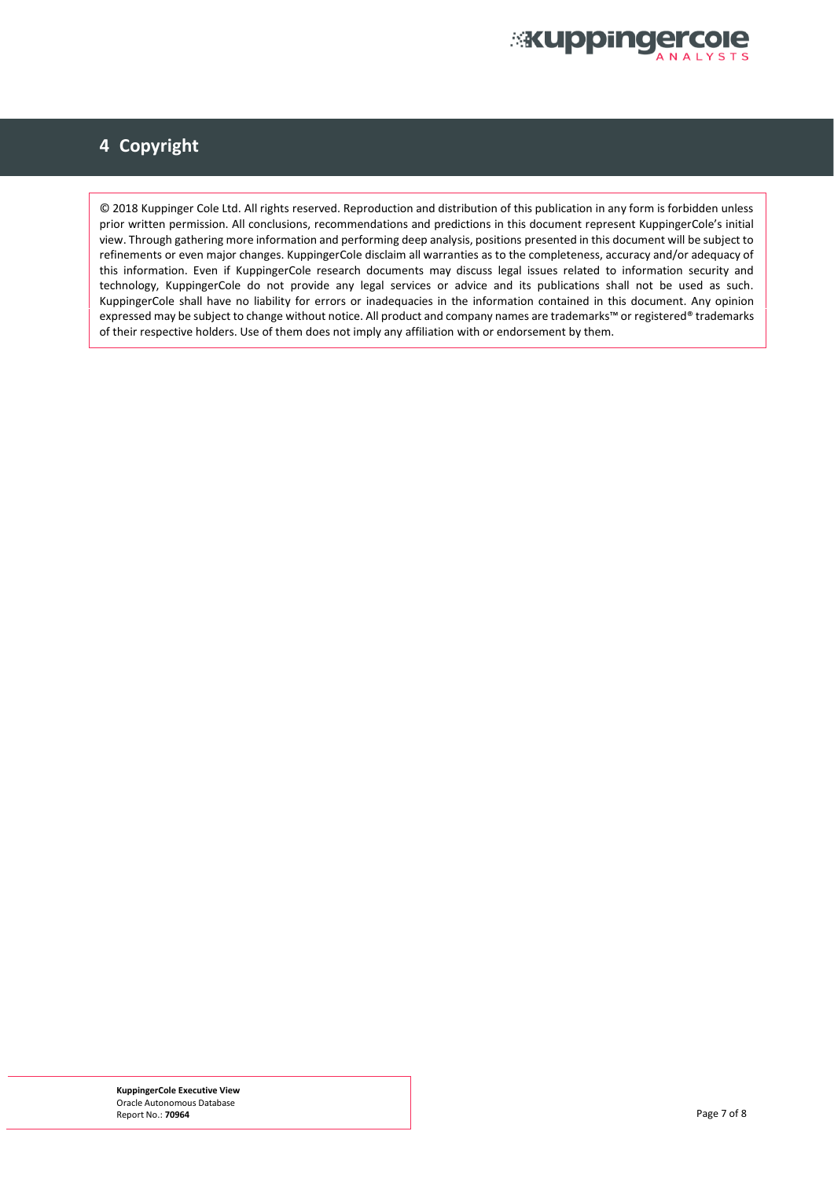# 4 Copyright

© 2018 Kuppinger Cole Ltd. All rights reserved. Reproduction and distribution of this publication in any form is forbidden unless prior written permission. All conclusions, recommendations and predictions in this document represent KuppingerCole's initial view. Through gathering more information and performing deep analysis, positions presented in this document will be subject to refinements or even major changes. KuppingerCole disclaim all warranties as to the completeness, accuracy and/or adequacy of this information. Even if KuppingerCole research documents may discuss legal issues related to information security and technology, KuppingerCole do not provide any legal services or advice and its publications shall not be used as such. KuppingerCole shall have no liability for errors or inadequacies in the information contained in this document. Any opinion expressed may be subject to change without notice. All product and company names are trademarks™ or registered® trademarks of their respective holders. Use of them does not imply any affiliation with or endorsement by them.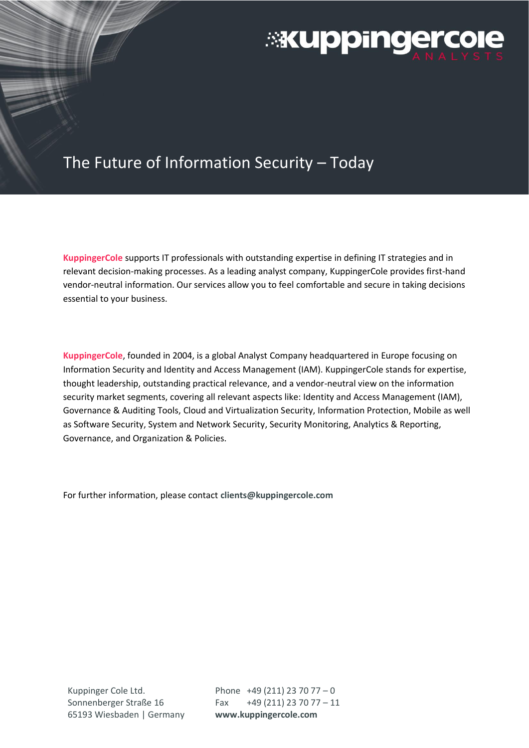# The Future of Information Security – Today

**KuppingerCole** supports IT professionals with outstanding expertise in defining IT strategies and in relevant decision-making processes. As a leading analyst company, KuppingerCole provides first-hand vendor-neutral information. Our services allow you to feel comfortable and secure in taking decisions essential to your business.

**KuppingerCole**, founded in 2004, is a global Analyst Company headquartered in Europe focusing on Information Security and Identity and Access Management (IAM). KuppingerCole stands for expertise, thought leadership, outstanding practical relevance, and a vendor-neutral view on the information security market segments, covering all relevant aspects like: Identity and Access Management (IAM), Governance & Auditing Tools, Cloud and Virtualization Security, Information Protection, Mobile as well as Software Security, System and Network Security, Security Monitoring, Analytics & Reporting, Governance, and Organization & Policies.

For further information, please contact **clients@kuppingercole.com**

Kuppinger Cole Ltd.
Sonnenberger Straße 16
65193 Wiesbaden | Germany

Phone +49 (211) 23 70 77 – 0
Fax +49 (211) 23 70 77 – 11
**www.kuppingercole.com**